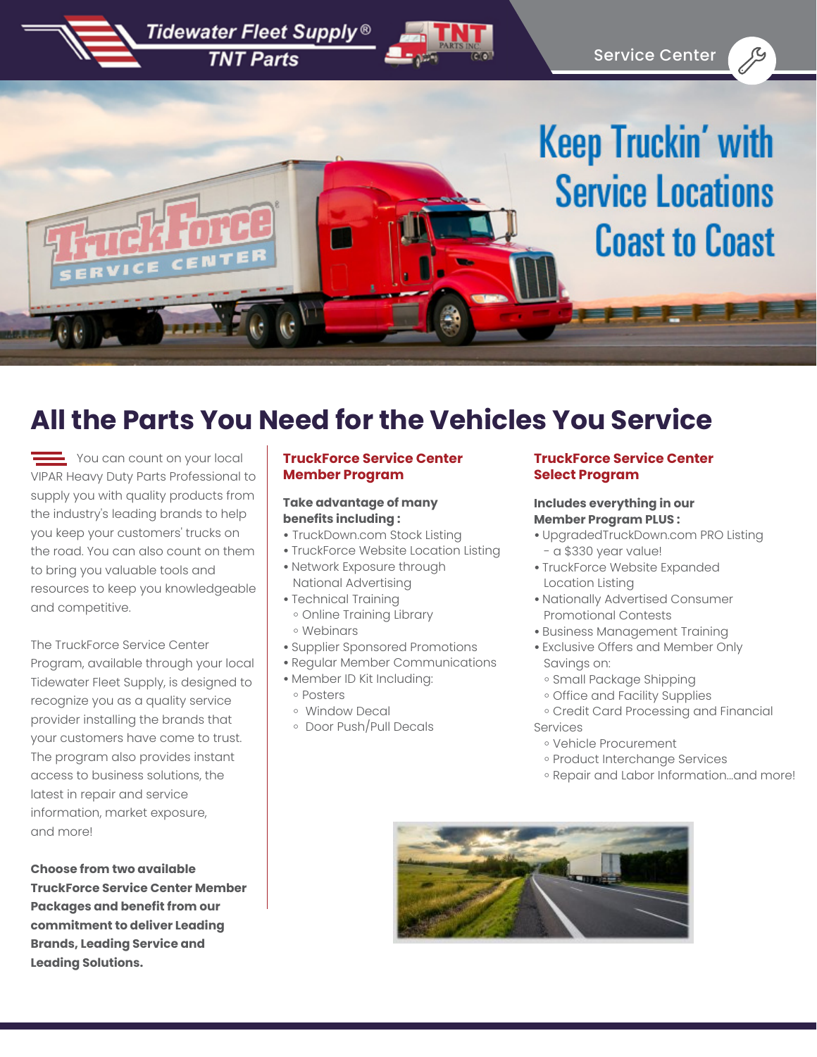Tidewater Fleet Supply®
TNT Parts

Service Center

# Keep Truckin' with Service Locations Coast to Coast

## All the Parts You Need for the Vehicles You Service

You can count on your local VIPAR Heavy Duty Parts Professional to supply you with quality products from the industry's leading brands to help you keep your customers' trucks on the road. You can also count on them to bring you valuable tools and resources to keep you knowledgeable and competitive.

The TruckForce Service Center Program, available through your local Tidewater Fleet Supply, is designed to recognize you as a quality service provider installing the brands that your customers have come to trust. The program also provides instant access to business solutions, the latest in repair and service information, market exposure, and more!

**Choose from two available TruckForce Service Center Member Packages and benefit from our commitment to deliver Leading Brands, Leading Service and Leading Solutions.**

### TruckForce Service Center Member Program

**Take advantage of many benefits including :**

- TruckDown.com Stock Listing
- TruckForce Website Location Listing
- Network Exposure through National Advertising
- Technical Training
  - Online Training Library
  - Webinars
- Supplier Sponsored Promotions
- Regular Member Communications
- Member ID Kit Including:
  - Posters
  - Window Decal
  - Door Push/Pull Decals

### TruckForce Service Center Select Program

**Includes everything in our Member Program PLUS :**

- UpgradedTruckDown.com PRO Listing - a $330 year value!
- TruckForce Website Expanded Location Listing
- Nationally Advertised Consumer Promotional Contests
- Business Management Training
- Exclusive Offers and Member Only Savings on:
  - Small Package Shipping
  - Office and Facility Supplies
  - Credit Card Processing and Financial Services
  - Vehicle Procurement
  - Product Interchange Services
  - Repair and Labor Information...and more!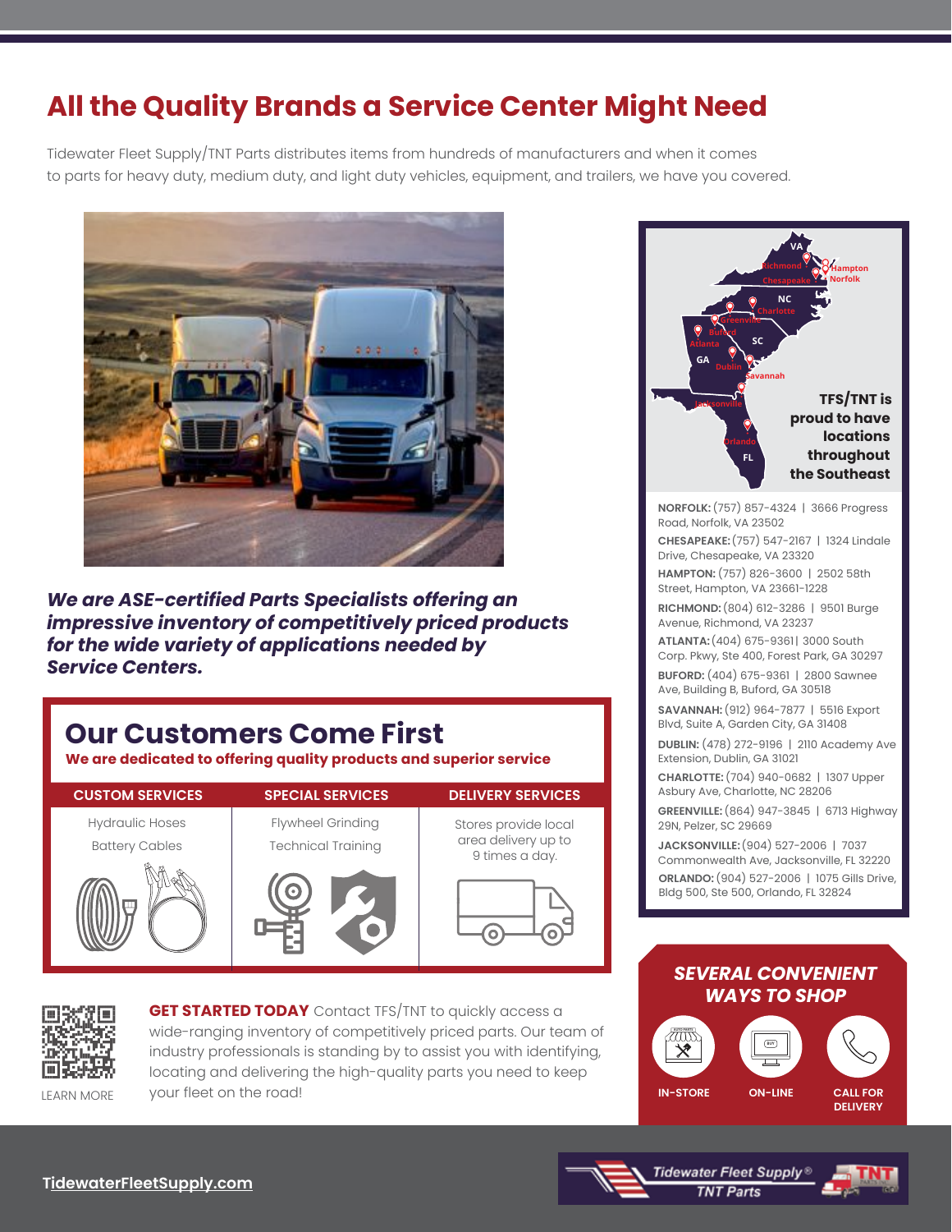# All the Quality Brands a Service Center Might Need

Tidewater Fleet Supply/TNT Parts distributes items from hundreds of manufacturers and when it comes to parts for heavy duty, medium duty, and light duty vehicles, equipment, and trailers, we have you covered.

***We are ASE-certified Parts Specialists offering an impressive inventory of competitively priced products for the wide variety of applications needed by Service Centers.***

## Our Customers Come First

**We are dedicated to offering quality products and superior service**

| CUSTOM SERVICES | SPECIAL SERVICES | DELIVERY SERVICES |
|---|---|---|
| Hydraulic Hoses<br>Battery Cables | Flywheel Grinding<br>Technical Training | Stores provide local area delivery up to 9 times a day. |

LEARN MORE

**GET STARTED TODAY** Contact TFS/TNT to quickly access a wide-ranging inventory of competitively priced parts. Our team of industry professionals is standing by to assist you with identifying, locating and delivering the high-quality parts you need to keep your fleet on the road!

VA: Richmond, Hampton, Chesapeake, Norfolk
NC: Charlotte
SC: Greenville
GA: Buford, Atlanta, Dublin, Savannah
FL: Jacksonville, Orlando

**TFS/TNT is proud to have locations throughout the Southeast**

**NORFOLK:** (757) 857-4324 | 3666 Progress Road, Norfolk, VA 23502

**CHESAPEAKE:** (757) 547-2167 | 1324 Lindale Drive, Chesapeake, VA 23320

**HAMPTON:** (757) 826-3600 | 2502 58th Street, Hampton, VA 23661-1228

**RICHMOND:** (804) 612-3286 | 9501 Burge Avenue, Richmond, VA 23237

**ATLANTA:** (404) 675-9361| 3000 South Corp. Pkwy, Ste 400, Forest Park, GA 30297

**BUFORD:** (404) 675-9361 | 2800 Sawnee Ave, Building B, Buford, GA 30518

**SAVANNAH:** (912) 964-7877 | 5516 Export Blvd, Suite A, Garden City, GA 31408

**DUBLIN:** (478) 272-9196 | 2110 Academy Ave Extension, Dublin, GA 31021

**CHARLOTTE:** (704) 940-0682 | 1307 Upper Asbury Ave, Charlotte, NC 28206

**GREENVILLE:** (864) 947-3845 | 6713 Highway 29N, Pelzer, SC 29669

**JACKSONVILLE:** (904) 527-2006 | 7037 Commonwealth Ave, Jacksonville, FL 32220

**ORLANDO:** (904) 527-2006 | 1075 Gills Drive, Bldg 500, Ste 500, Orlando, FL 32824

***SEVERAL CONVENIENT WAYS TO SHOP***

**IN-STORE** | **ON-LINE** | **CALL FOR DELIVERY**

TidewaterFleetSupply.com

Tidewater Fleet Supply® TNT Parts